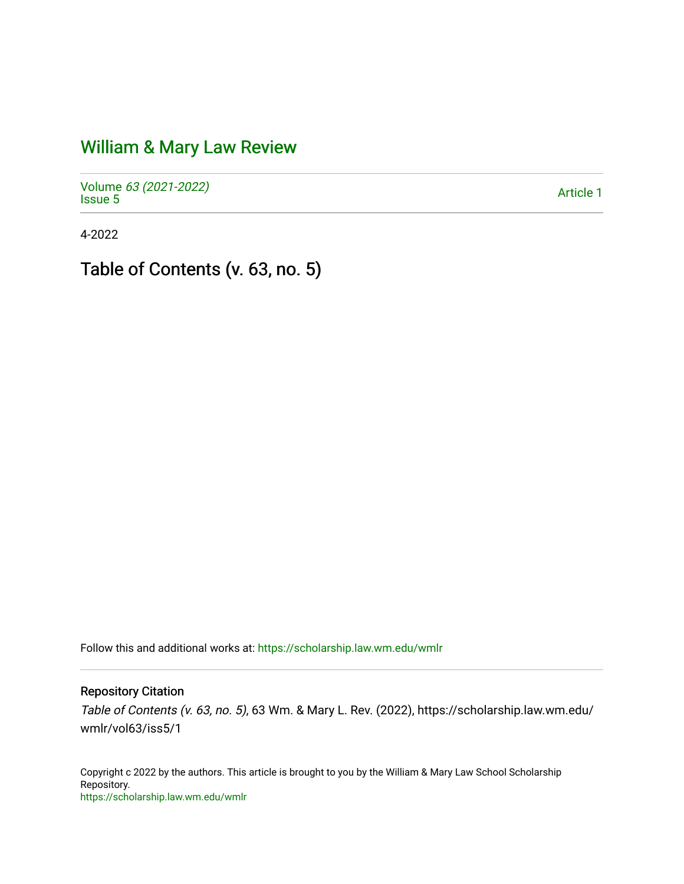# William & Mary Law Review

Volume *63 (2021-2022)*
Issue 5

Article 1

4-2022

## Table of Contents (v. 63, no. 5)

Follow this and additional works at: https://scholarship.law.wm.edu/wmlr

### Repository Citation

*Table of Contents (v. 63, no. 5)*, 63 Wm. & Mary L. Rev. (2022), https://scholarship.law.wm.edu/wmlr/vol63/iss5/1

Copyright c 2022 by the authors. This article is brought to you by the William & Mary Law School Scholarship Repository.
https://scholarship.law.wm.edu/wmlr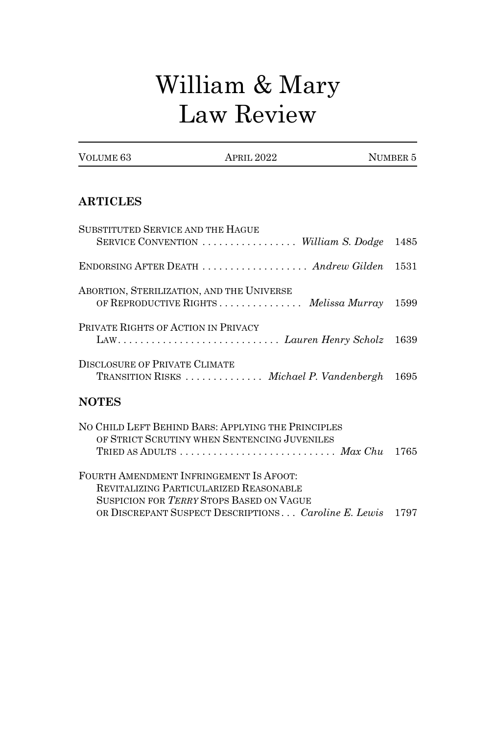# William & Mary Law Review

VOLUME 63 APRIL 2022 NUMBER 5

## ARTICLES

SUBSTITUTED SERVICE AND THE HAGUE SERVICE CONVENTION . . . . . . . . . . . . . . . . . *William S. Dodge* 1485

ENDORSING AFTER DEATH . . . . . . . . . . . . . . . . . . . *Andrew Gilden* 1531

ABORTION, STERILIZATION, AND THE UNIVERSE OF REPRODUCTIVE RIGHTS . . . . . . . . . . . . . . . *Melissa Murray* 1599

PRIVATE RIGHTS OF ACTION IN PRIVACY LAW . . . . . . . . . . . . . . . . . . . . . . . . . . . . . *Lauren Henry Scholz* 1639

DISCLOSURE OF PRIVATE CLIMATE TRANSITION RISKS . . . . . . . . . . . . . . *Michael P. Vandenbergh* 1695

## NOTES

NO CHILD LEFT BEHIND BARS: APPLYING THE PRINCIPLES OF STRICT SCRUTINY WHEN SENTENCING JUVENILES TRIED AS ADULTS . . . . . . . . . . . . . . . . . . . . . . . . . . . . *Max Chu* 1765

FOURTH AMENDMENT INFRINGEMENT IS AFOOT: REVITALIZING PARTICULARIZED REASONABLE SUSPICION FOR *TERRY* STOPS BASED ON VAGUE OR DISCREPANT SUSPECT DESCRIPTIONS . . . *Caroline E. Lewis* 1797